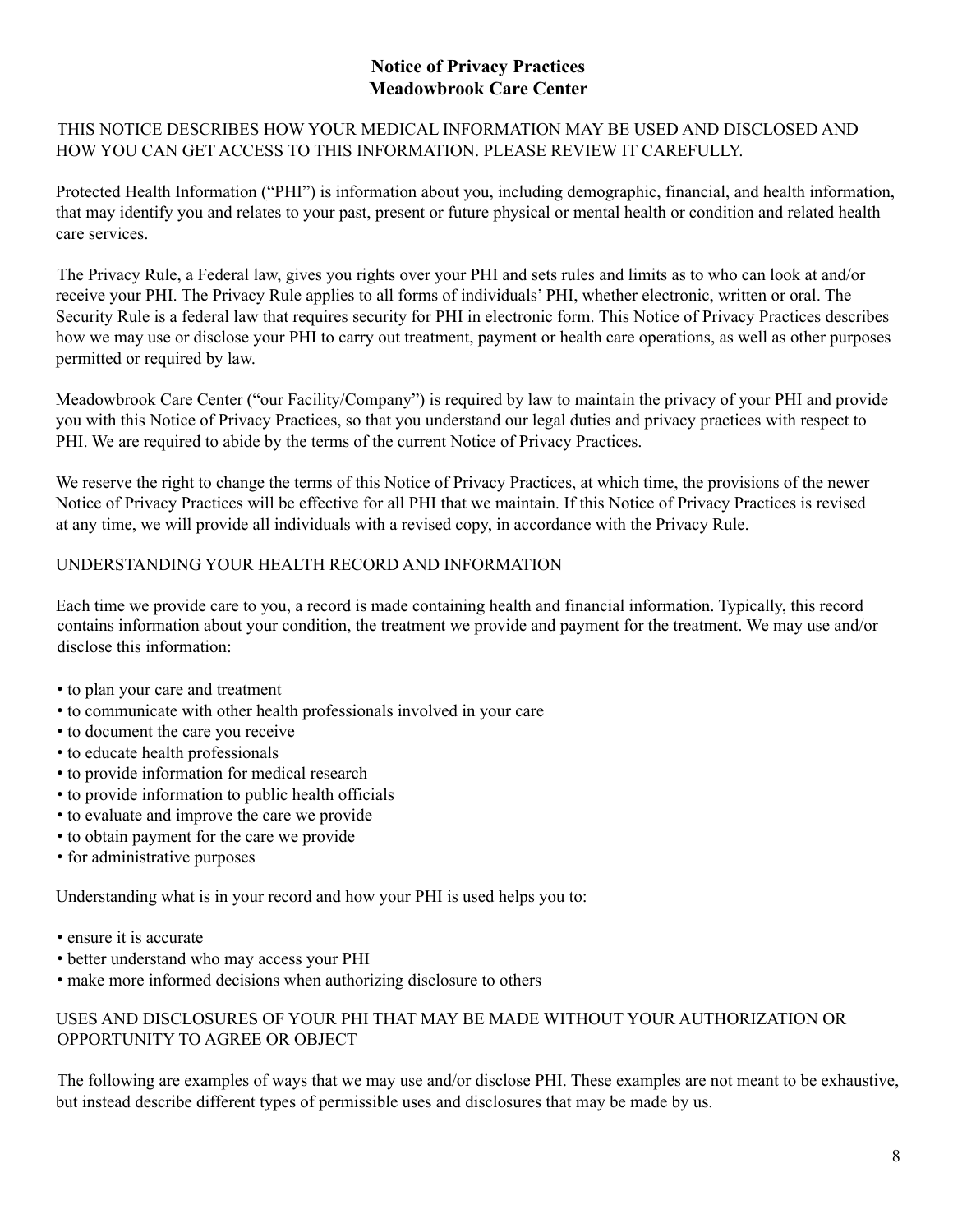# Notice of Privacy Practices
# Meadowbrook Care Center

THIS NOTICE DESCRIBES HOW YOUR MEDICAL INFORMATION MAY BE USED AND DISCLOSED AND HOW YOU CAN GET ACCESS TO THIS INFORMATION. PLEASE REVIEW IT CAREFULLY.

Protected Health Information ("PHI") is information about you, including demographic, financial, and health information, that may identify you and relates to your past, present or future physical or mental health or condition and related health care services.

The Privacy Rule, a Federal law, gives you rights over your PHI and sets rules and limits as to who can look at and/or receive your PHI. The Privacy Rule applies to all forms of individuals' PHI, whether electronic, written or oral. The Security Rule is a federal law that requires security for PHI in electronic form. This Notice of Privacy Practices describes how we may use or disclose your PHI to carry out treatment, payment or health care operations, as well as other purposes permitted or required by law.

Meadowbrook Care Center ("our Facility/Company") is required by law to maintain the privacy of your PHI and provide you with this Notice of Privacy Practices, so that you understand our legal duties and privacy practices with respect to PHI. We are required to abide by the terms of the current Notice of Privacy Practices.

We reserve the right to change the terms of this Notice of Privacy Practices, at which time, the provisions of the newer Notice of Privacy Practices will be effective for all PHI that we maintain. If this Notice of Privacy Practices is revised at any time, we will provide all individuals with a revised copy, in accordance with the Privacy Rule.

## UNDERSTANDING YOUR HEALTH RECORD AND INFORMATION

Each time we provide care to you, a record is made containing health and financial information. Typically, this record contains information about your condition, the treatment we provide and payment for the treatment. We may use and/or disclose this information:

- to plan your care and treatment
- to communicate with other health professionals involved in your care
- to document the care you receive
- to educate health professionals
- to provide information for medical research
- to provide information to public health officials
- to evaluate and improve the care we provide
- to obtain payment for the care we provide
- for administrative purposes

Understanding what is in your record and how your PHI is used helps you to:

- ensure it is accurate
- better understand who may access your PHI
- make more informed decisions when authorizing disclosure to others

## USES AND DISCLOSURES OF YOUR PHI THAT MAY BE MADE WITHOUT YOUR AUTHORIZATION OR OPPORTUNITY TO AGREE OR OBJECT

The following are examples of ways that we may use and/or disclose PHI. These examples are not meant to be exhaustive, but instead describe different types of permissible uses and disclosures that may be made by us.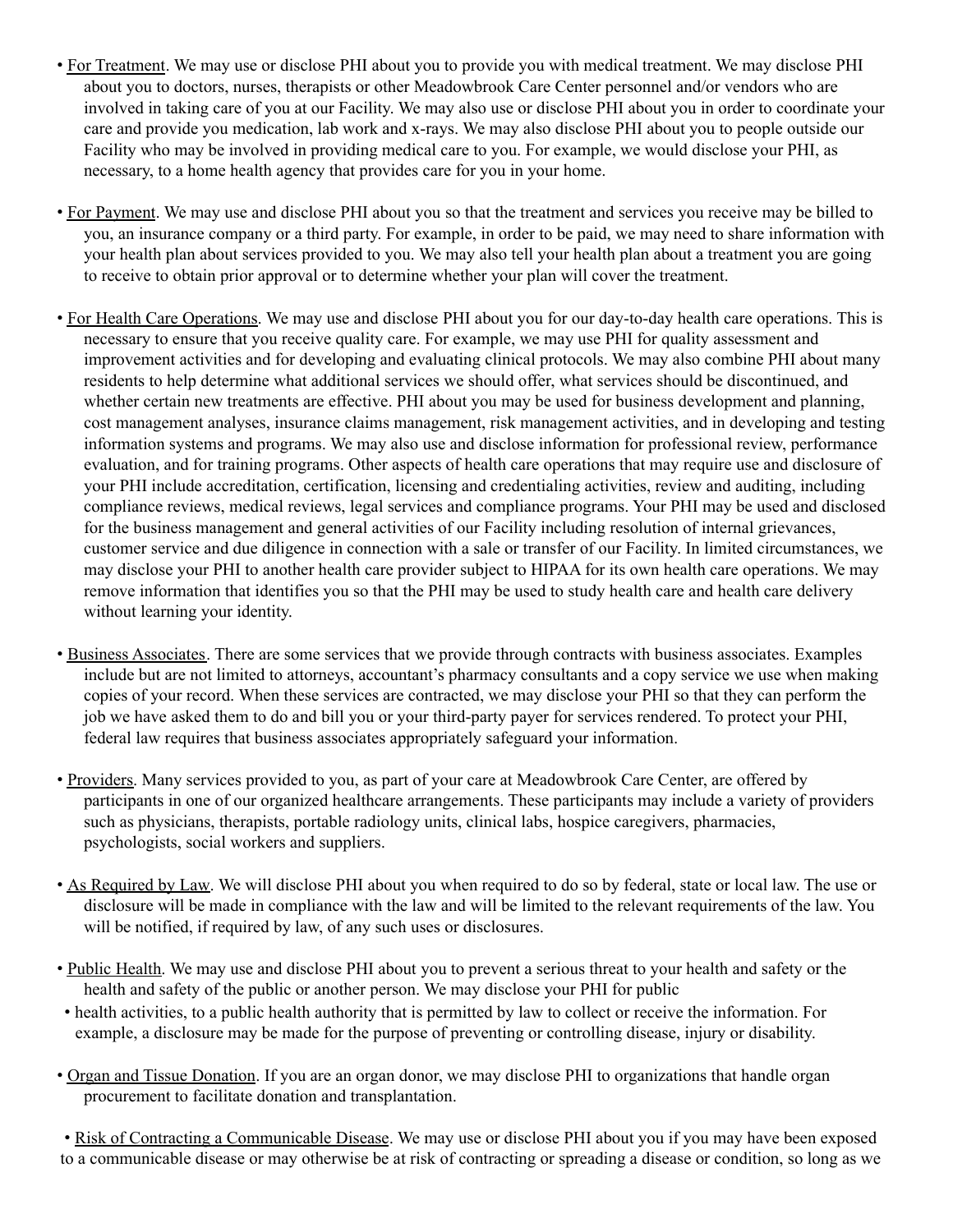- For Treatment. We may use or disclose PHI about you to provide you with medical treatment. We may disclose PHI about you to doctors, nurses, therapists or other Meadowbrook Care Center personnel and/or vendors who are involved in taking care of you at our Facility. We may also use or disclose PHI about you in order to coordinate your care and provide you medication, lab work and x-rays. We may also disclose PHI about you to people outside our Facility who may be involved in providing medical care to you. For example, we would disclose your PHI, as necessary, to a home health agency that provides care for you in your home.

- For Payment. We may use and disclose PHI about you so that the treatment and services you receive may be billed to you, an insurance company or a third party. For example, in order to be paid, we may need to share information with your health plan about services provided to you. We may also tell your health plan about a treatment you are going to receive to obtain prior approval or to determine whether your plan will cover the treatment.

- For Health Care Operations. We may use and disclose PHI about you for our day-to-day health care operations. This is necessary to ensure that you receive quality care. For example, we may use PHI for quality assessment and improvement activities and for developing and evaluating clinical protocols. We may also combine PHI about many residents to help determine what additional services we should offer, what services should be discontinued, and whether certain new treatments are effective. PHI about you may be used for business development and planning, cost management analyses, insurance claims management, risk management activities, and in developing and testing information systems and programs. We may also use and disclose information for professional review, performance evaluation, and for training programs. Other aspects of health care operations that may require use and disclosure of your PHI include accreditation, certification, licensing and credentialing activities, review and auditing, including compliance reviews, medical reviews, legal services and compliance programs. Your PHI may be used and disclosed for the business management and general activities of our Facility including resolution of internal grievances, customer service and due diligence in connection with a sale or transfer of our Facility. In limited circumstances, we may disclose your PHI to another health care provider subject to HIPAA for its own health care operations. We may remove information that identifies you so that the PHI may be used to study health care and health care delivery without learning your identity.

- Business Associates. There are some services that we provide through contracts with business associates. Examples include but are not limited to attorneys, accountant's pharmacy consultants and a copy service we use when making copies of your record. When these services are contracted, we may disclose your PHI so that they can perform the job we have asked them to do and bill you or your third-party payer for services rendered. To protect your PHI, federal law requires that business associates appropriately safeguard your information.

- Providers. Many services provided to you, as part of your care at Meadowbrook Care Center, are offered by participants in one of our organized healthcare arrangements. These participants may include a variety of providers such as physicians, therapists, portable radiology units, clinical labs, hospice caregivers, pharmacies, psychologists, social workers and suppliers.

- As Required by Law. We will disclose PHI about you when required to do so by federal, state or local law. The use or disclosure will be made in compliance with the law and will be limited to the relevant requirements of the law. You will be notified, if required by law, of any such uses or disclosures.

- Public Health. We may use and disclose PHI about you to prevent a serious threat to your health and safety or the health and safety of the public or another person. We may disclose your PHI for public
- health activities, to a public health authority that is permitted by law to collect or receive the information. For example, a disclosure may be made for the purpose of preventing or controlling disease, injury or disability.

- Organ and Tissue Donation. If you are an organ donor, we may disclose PHI to organizations that handle organ procurement to facilitate donation and transplantation.

- Risk of Contracting a Communicable Disease. We may use or disclose PHI about you if you may have been exposed to a communicable disease or may otherwise be at risk of contracting or spreading a disease or condition, so long as we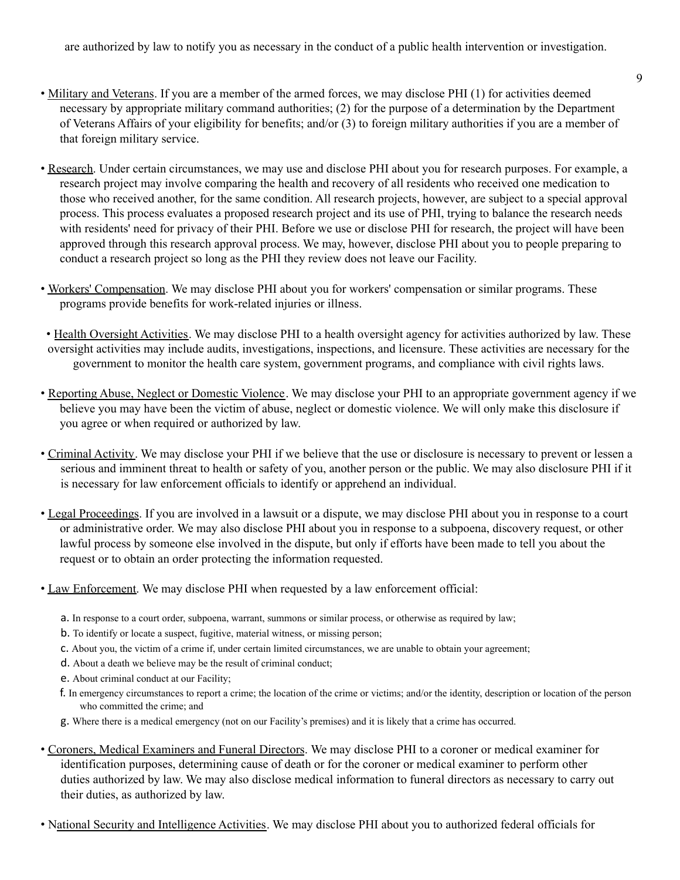are authorized by law to notify you as necessary in the conduct of a public health intervention or investigation.

- Military and Veterans. If you are a member of the armed forces, we may disclose PHI (1) for activities deemed necessary by appropriate military command authorities; (2) for the purpose of a determination by the Department of Veterans Affairs of your eligibility for benefits; and/or (3) to foreign military authorities if you are a member of that foreign military service.

- Research. Under certain circumstances, we may use and disclose PHI about you for research purposes. For example, a research project may involve comparing the health and recovery of all residents who received one medication to those who received another, for the same condition. All research projects, however, are subject to a special approval process. This process evaluates a proposed research project and its use of PHI, trying to balance the research needs with residents' need for privacy of their PHI. Before we use or disclose PHI for research, the project will have been approved through this research approval process. We may, however, disclose PHI about you to people preparing to conduct a research project so long as the PHI they review does not leave our Facility.

- Workers' Compensation. We may disclose PHI about you for workers' compensation or similar programs. These programs provide benefits for work-related injuries or illness.

- Health Oversight Activities. We may disclose PHI to a health oversight agency for activities authorized by law. These oversight activities may include audits, investigations, inspections, and licensure. These activities are necessary for the government to monitor the health care system, government programs, and compliance with civil rights laws.

- Reporting Abuse, Neglect or Domestic Violence. We may disclose your PHI to an appropriate government agency if we believe you may have been the victim of abuse, neglect or domestic violence. We will only make this disclosure if you agree or when required or authorized by law.

- Criminal Activity. We may disclose your PHI if we believe that the use or disclosure is necessary to prevent or lessen a serious and imminent threat to health or safety of you, another person or the public. We may also disclosure PHI if it is necessary for law enforcement officials to identify or apprehend an individual.

- Legal Proceedings. If you are involved in a lawsuit or a dispute, we may disclose PHI about you in response to a court or administrative order. We may also disclose PHI about you in response to a subpoena, discovery request, or other lawful process by someone else involved in the dispute, but only if efforts have been made to tell you about the request or to obtain an order protecting the information requested.

- Law Enforcement. We may disclose PHI when requested by a law enforcement official:

  a. In response to a court order, subpoena, warrant, summons or similar process, or otherwise as required by law;
  b. To identify or locate a suspect, fugitive, material witness, or missing person;
  c. About you, the victim of a crime if, under certain limited circumstances, we are unable to obtain your agreement;
  d. About a death we believe may be the result of criminal conduct;
  e. About criminal conduct at our Facility;
  f. In emergency circumstances to report a crime; the location of the crime or victims; and/or the identity, description or location of the person who committed the crime; and
  g. Where there is a medical emergency (not on our Facility's premises) and it is likely that a crime has occurred.

- Coroners, Medical Examiners and Funeral Directors. We may disclose PHI to a coroner or medical examiner for identification purposes, determining cause of death or for the coroner or medical examiner to perform other duties authorized by law. We may also disclose medical information to funeral directors as necessary to carry out their duties, as authorized by law.

- National Security and Intelligence Activities. We may disclose PHI about you to authorized federal officials for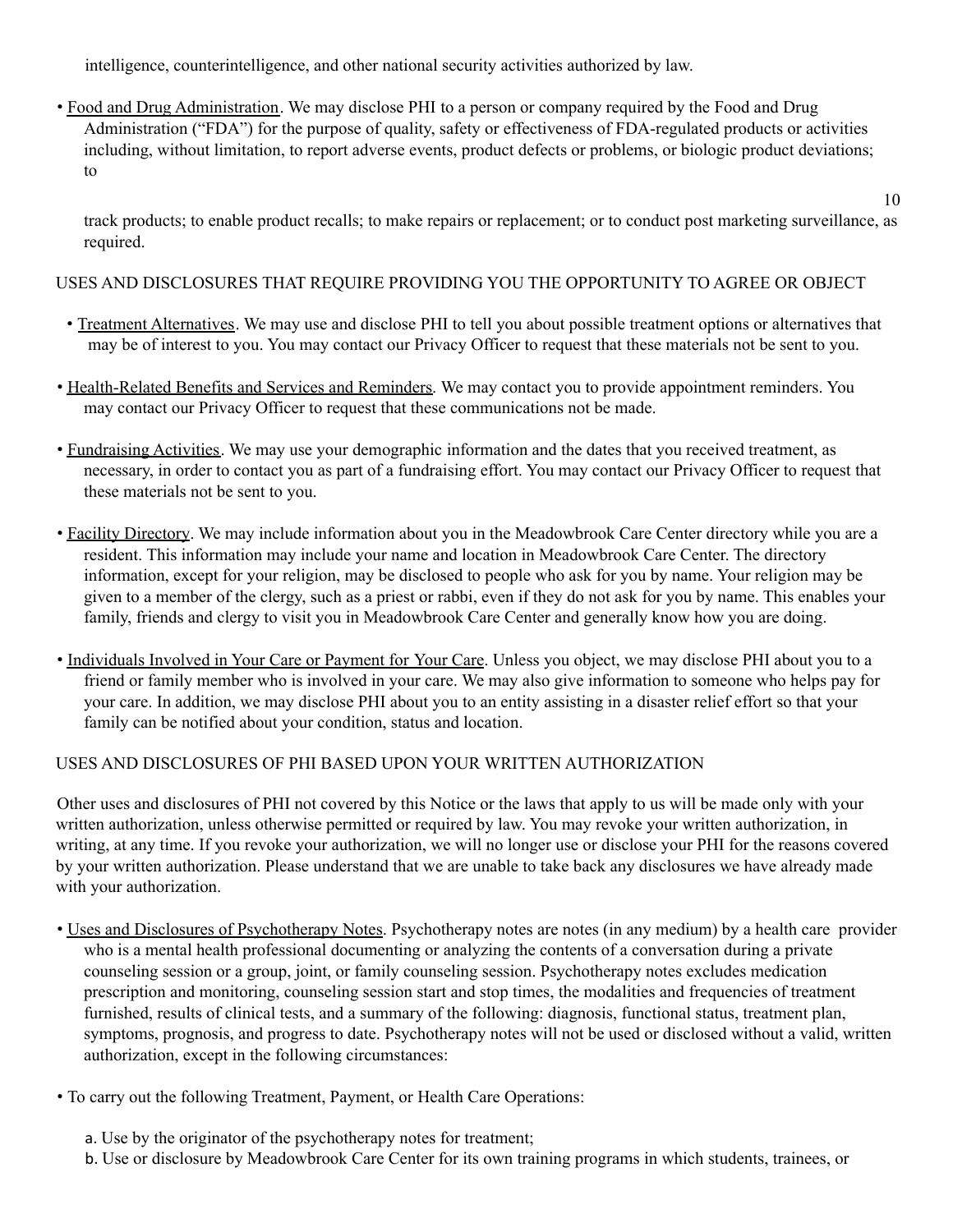intelligence, counterintelligence, and other national security activities authorized by law.

- Food and Drug Administration. We may disclose PHI to a person or company required by the Food and Drug Administration ("FDA") for the purpose of quality, safety or effectiveness of FDA-regulated products or activities including, without limitation, to report adverse events, product defects or problems, or biologic product deviations; to track products; to enable product recalls; to make repairs or replacement; or to conduct post marketing surveillance, as required.

## USES AND DISCLOSURES THAT REQUIRE PROVIDING YOU THE OPPORTUNITY TO AGREE OR OBJECT

- Treatment Alternatives. We may use and disclose PHI to tell you about possible treatment options or alternatives that may be of interest to you. You may contact our Privacy Officer to request that these materials not be sent to you.

- Health-Related Benefits and Services and Reminders. We may contact you to provide appointment reminders. You may contact our Privacy Officer to request that these communications not be made.

- Fundraising Activities. We may use your demographic information and the dates that you received treatment, as necessary, in order to contact you as part of a fundraising effort. You may contact our Privacy Officer to request that these materials not be sent to you.

- Facility Directory. We may include information about you in the Meadowbrook Care Center directory while you are a resident. This information may include your name and location in Meadowbrook Care Center. The directory information, except for your religion, may be disclosed to people who ask for you by name. Your religion may be given to a member of the clergy, such as a priest or rabbi, even if they do not ask for you by name. This enables your family, friends and clergy to visit you in Meadowbrook Care Center and generally know how you are doing.

- Individuals Involved in Your Care or Payment for Your Care. Unless you object, we may disclose PHI about you to a friend or family member who is involved in your care. We may also give information to someone who helps pay for your care. In addition, we may disclose PHI about you to an entity assisting in a disaster relief effort so that your family can be notified about your condition, status and location.

## USES AND DISCLOSURES OF PHI BASED UPON YOUR WRITTEN AUTHORIZATION

Other uses and disclosures of PHI not covered by this Notice or the laws that apply to us will be made only with your written authorization, unless otherwise permitted or required by law. You may revoke your written authorization, in writing, at any time. If you revoke your authorization, we will no longer use or disclose your PHI for the reasons covered by your written authorization. Please understand that we are unable to take back any disclosures we have already made with your authorization.

- Uses and Disclosures of Psychotherapy Notes. Psychotherapy notes are notes (in any medium) by a health care provider who is a mental health professional documenting or analyzing the contents of a conversation during a private counseling session or a group, joint, or family counseling session. Psychotherapy notes excludes medication prescription and monitoring, counseling session start and stop times, the modalities and frequencies of treatment furnished, results of clinical tests, and a summary of the following: diagnosis, functional status, treatment plan, symptoms, prognosis, and progress to date. Psychotherapy notes will not be used or disclosed without a valid, written authorization, except in the following circumstances:

- To carry out the following Treatment, Payment, or Health Care Operations:

   a. Use by the originator of the psychotherapy notes for treatment;
   b. Use or disclosure by Meadowbrook Care Center for its own training programs in which students, trainees, or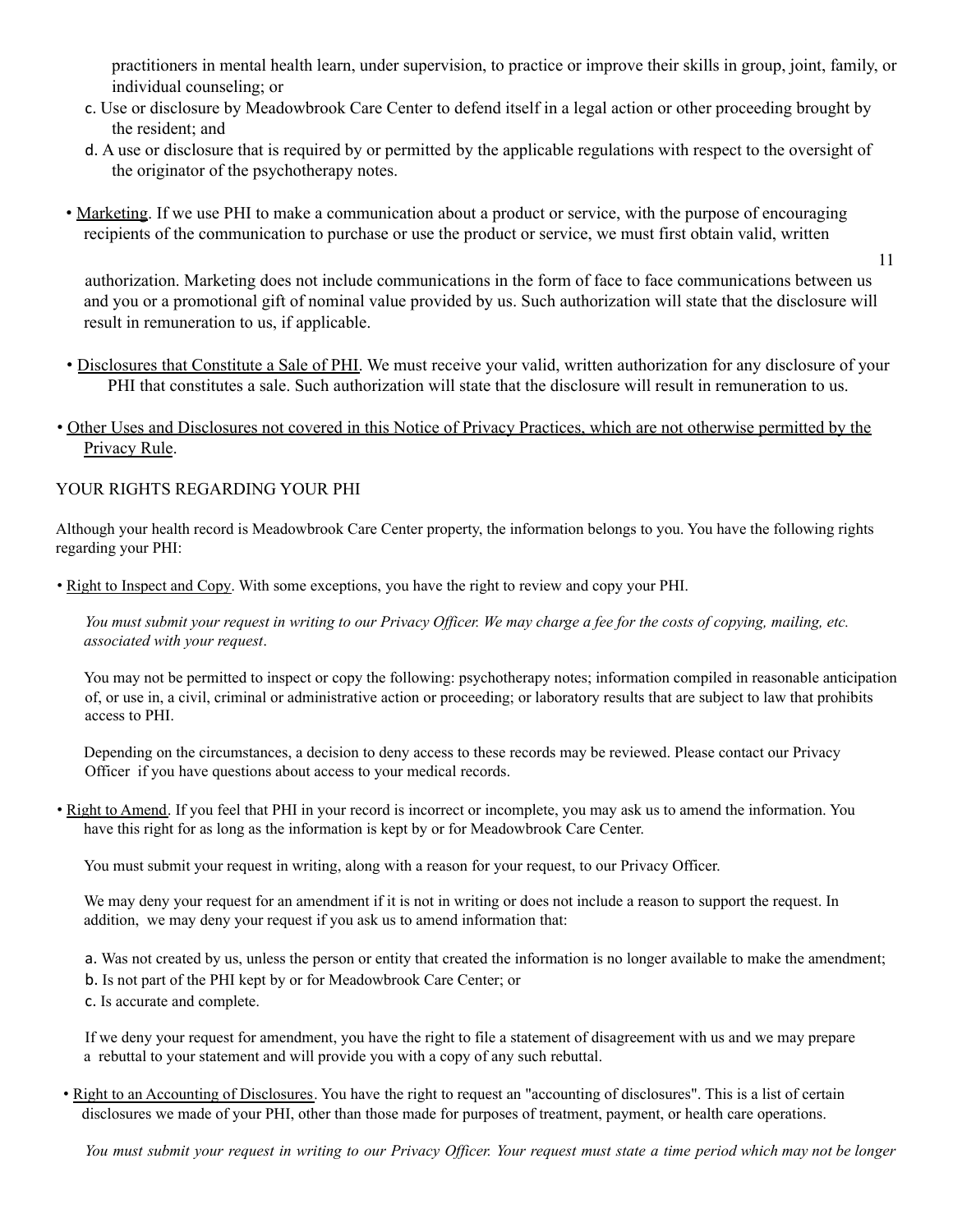practitioners in mental health learn, under supervision, to practice or improve their skills in group, joint, family, or individual counseling; or

c. Use or disclosure by Meadowbrook Care Center to defend itself in a legal action or other proceeding brought by the resident; and

d. A use or disclosure that is required by or permitted by the applicable regulations with respect to the oversight of the originator of the psychotherapy notes.

- Marketing. If we use PHI to make a communication about a product or service, with the purpose of encouraging recipients of the communication to purchase or use the product or service, we must first obtain valid, written authorization. Marketing does not include communications in the form of face to face communications between us and you or a promotional gift of nominal value provided by us. Such authorization will state that the disclosure will result in remuneration to us, if applicable.

- Disclosures that Constitute a Sale of PHI. We must receive your valid, written authorization for any disclosure of your PHI that constitutes a sale. Such authorization will state that the disclosure will result in remuneration to us.

- Other Uses and Disclosures not covered in this Notice of Privacy Practices, which are not otherwise permitted by the Privacy Rule.

## YOUR RIGHTS REGARDING YOUR PHI

Although your health record is Meadowbrook Care Center property, the information belongs to you. You have the following rights regarding your PHI:

- Right to Inspect and Copy. With some exceptions, you have the right to review and copy your PHI.

  *You must submit your request in writing to our Privacy Officer. We may charge a fee for the costs of copying, mailing, etc. associated with your request*.

  You may not be permitted to inspect or copy the following: psychotherapy notes; information compiled in reasonable anticipation of, or use in, a civil, criminal or administrative action or proceeding; or laboratory results that are subject to law that prohibits access to PHI.

  Depending on the circumstances, a decision to deny access to these records may be reviewed. Please contact our Privacy Officer if you have questions about access to your medical records.

- Right to Amend. If you feel that PHI in your record is incorrect or incomplete, you may ask us to amend the information. You have this right for as long as the information is kept by or for Meadowbrook Care Center.

  You must submit your request in writing, along with a reason for your request, to our Privacy Officer.

  We may deny your request for an amendment if it is not in writing or does not include a reason to support the request. In addition, we may deny your request if you ask us to amend information that:

  a. Was not created by us, unless the person or entity that created the information is no longer available to make the amendment;
  b. Is not part of the PHI kept by or for Meadowbrook Care Center; or
  c. Is accurate and complete.

  If we deny your request for amendment, you have the right to file a statement of disagreement with us and we may prepare a rebuttal to your statement and will provide you with a copy of any such rebuttal.

- Right to an Accounting of Disclosures. You have the right to request an "accounting of disclosures". This is a list of certain disclosures we made of your PHI, other than those made for purposes of treatment, payment, or health care operations.

  *You must submit your request in writing to our Privacy Officer. Your request must state a time period which may not be longer*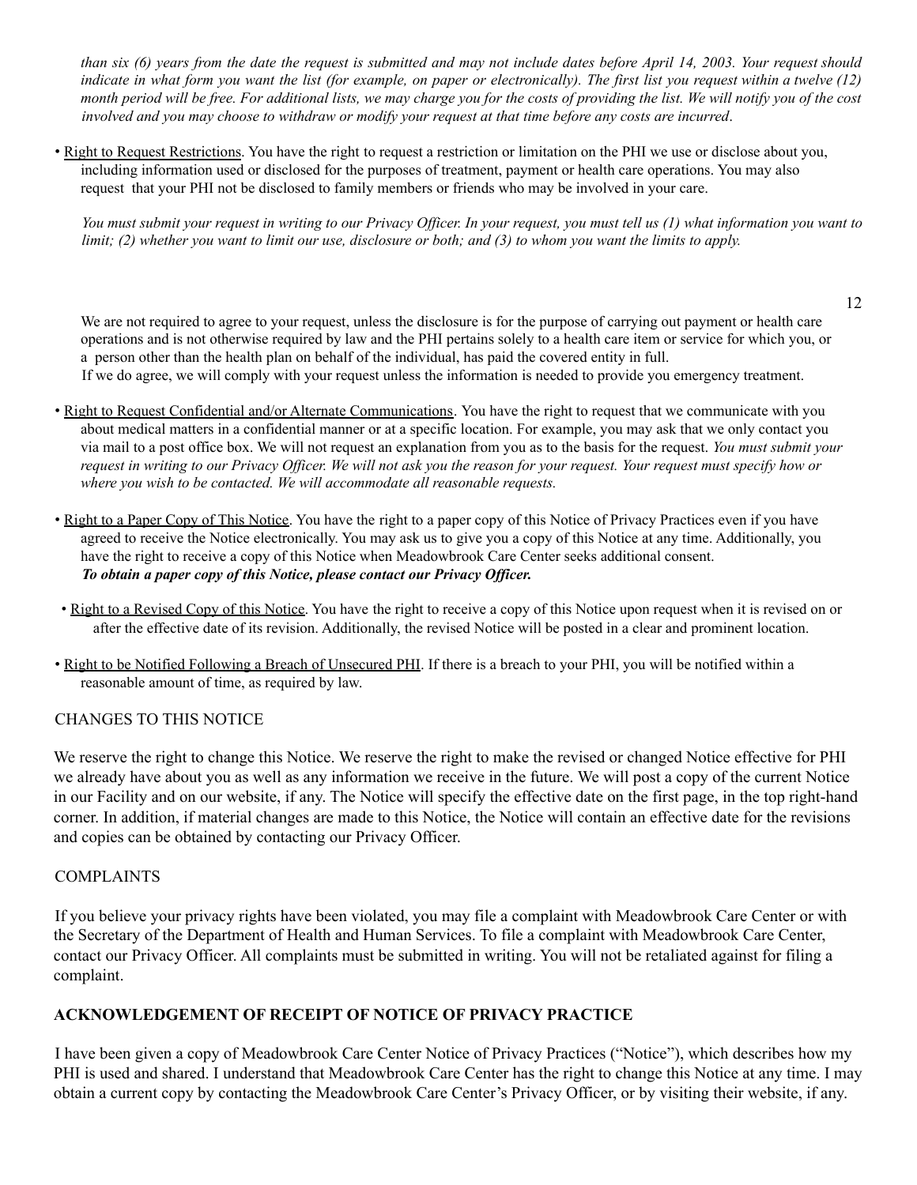*than six (6) years from the date the request is submitted and may not include dates before April 14, 2003. Your request should indicate in what form you want the list (for example, on paper or electronically). The first list you request within a twelve (12) month period will be free. For additional lists, we may charge you for the costs of providing the list. We will notify you of the cost involved and you may choose to withdraw or modify your request at that time before any costs are incurred*.

- Right to Request Restrictions. You have the right to request a restriction or limitation on the PHI we use or disclose about you, including information used or disclosed for the purposes of treatment, payment or health care operations. You may also request that your PHI not be disclosed to family members or friends who may be involved in your care.

  *You must submit your request in writing to our Privacy Officer. In your request, you must tell us (1) what information you want to limit; (2) whether you want to limit our use, disclosure or both; and (3) to whom you want the limits to apply.*

  We are not required to agree to your request, unless the disclosure is for the purpose of carrying out payment or health care operations and is not otherwise required by law and the PHI pertains solely to a health care item or service for which you, or a person other than the health plan on behalf of the individual, has paid the covered entity in full.
  If we do agree, we will comply with your request unless the information is needed to provide you emergency treatment.

- Right to Request Confidential and/or Alternate Communications. You have the right to request that we communicate with you about medical matters in a confidential manner or at a specific location. For example, you may ask that we only contact you via mail to a post office box. We will not request an explanation from you as to the basis for the request. *You must submit your request in writing to our Privacy Officer. We will not ask you the reason for your request. Your request must specify how or where you wish to be contacted. We will accommodate all reasonable requests.*

- Right to a Paper Copy of This Notice. You have the right to a paper copy of this Notice of Privacy Practices even if you have agreed to receive the Notice electronically. You may ask us to give you a copy of this Notice at any time. Additionally, you have the right to receive a copy of this Notice when Meadowbrook Care Center seeks additional consent.
  ***To obtain a paper copy of this Notice, please contact our Privacy Officer.***

- Right to a Revised Copy of this Notice. You have the right to receive a copy of this Notice upon request when it is revised on or after the effective date of its revision. Additionally, the revised Notice will be posted in a clear and prominent location.

- Right to be Notified Following a Breach of Unsecured PHI. If there is a breach to your PHI, you will be notified within a reasonable amount of time, as required by law.

## CHANGES TO THIS NOTICE

We reserve the right to change this Notice. We reserve the right to make the revised or changed Notice effective for PHI we already have about you as well as any information we receive in the future. We will post a copy of the current Notice in our Facility and on our website, if any. The Notice will specify the effective date on the first page, in the top right-hand corner. In addition, if material changes are made to this Notice, the Notice will contain an effective date for the revisions and copies can be obtained by contacting our Privacy Officer.

## COMPLAINTS

If you believe your privacy rights have been violated, you may file a complaint with Meadowbrook Care Center or with the Secretary of the Department of Health and Human Services. To file a complaint with Meadowbrook Care Center, contact our Privacy Officer. All complaints must be submitted in writing. You will not be retaliated against for filing a complaint.

## ACKNOWLEDGEMENT OF RECEIPT OF NOTICE OF PRIVACY PRACTICE

I have been given a copy of Meadowbrook Care Center Notice of Privacy Practices ("Notice"), which describes how my PHI is used and shared. I understand that Meadowbrook Care Center has the right to change this Notice at any time. I may obtain a current copy by contacting the Meadowbrook Care Center's Privacy Officer, or by visiting their website, if any.